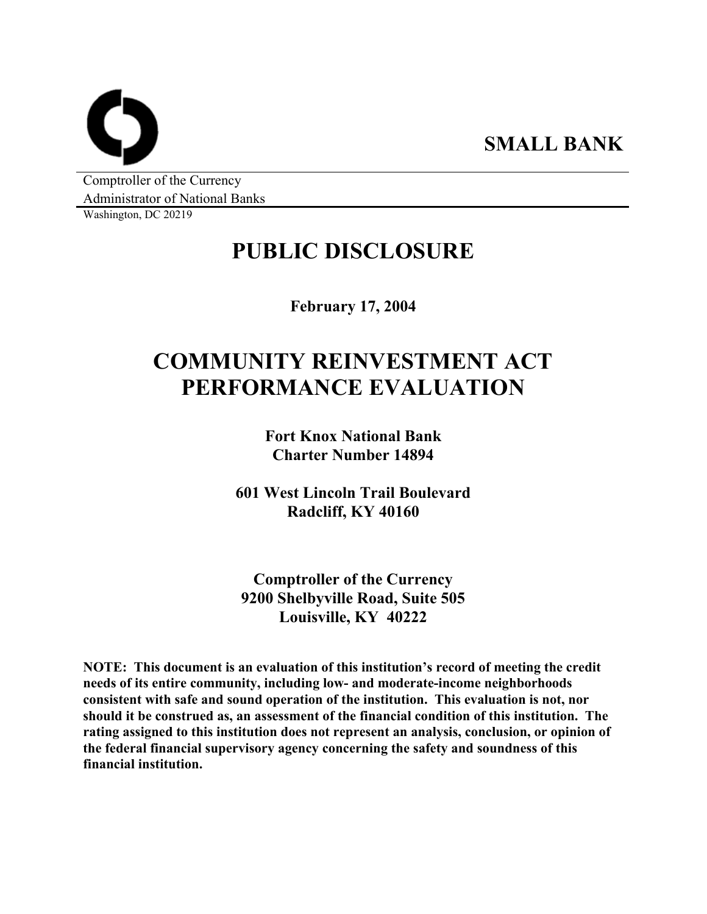**SMALL BANK**

Comptroller of the Currency
Administrator of National Banks
Washington, DC 20219

# PUBLIC DISCLOSURE

**February 17, 2004**

# COMMUNITY REINVESTMENT ACT PERFORMANCE EVALUATION

**Fort Knox National Bank**
**Charter Number 14894**

**601 West Lincoln Trail Boulevard**
**Radcliff, KY 40160**

**Comptroller of the Currency**
**9200 Shelbyville Road, Suite 505**
**Louisville, KY 40222**

**NOTE: This document is an evaluation of this institution's record of meeting the credit needs of its entire community, including low- and moderate-income neighborhoods consistent with safe and sound operation of the institution. This evaluation is not, nor should it be construed as, an assessment of the financial condition of this institution. The rating assigned to this institution does not represent an analysis, conclusion, or opinion of the federal financial supervisory agency concerning the safety and soundness of this financial institution.**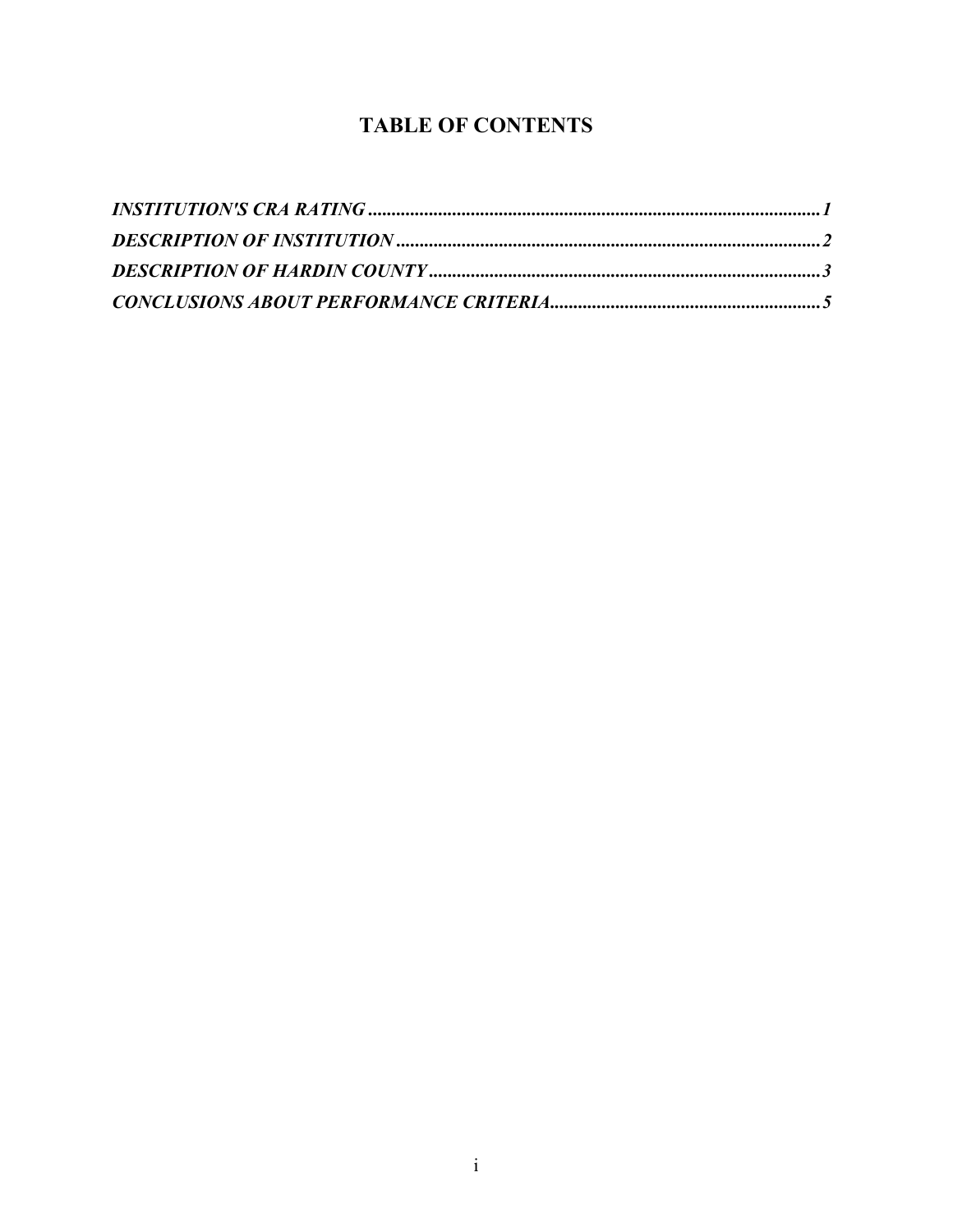# TABLE OF CONTENTS

***INSTITUTION'S CRA RATING*** ........................................................................................ ***1***

***DESCRIPTION OF INSTITUTION*** .................................................................................. ***2***

***DESCRIPTION OF HARDIN COUNTY*** ......................................................................... ***3***

***CONCLUSIONS ABOUT PERFORMANCE CRITERIA***................................................ ***5***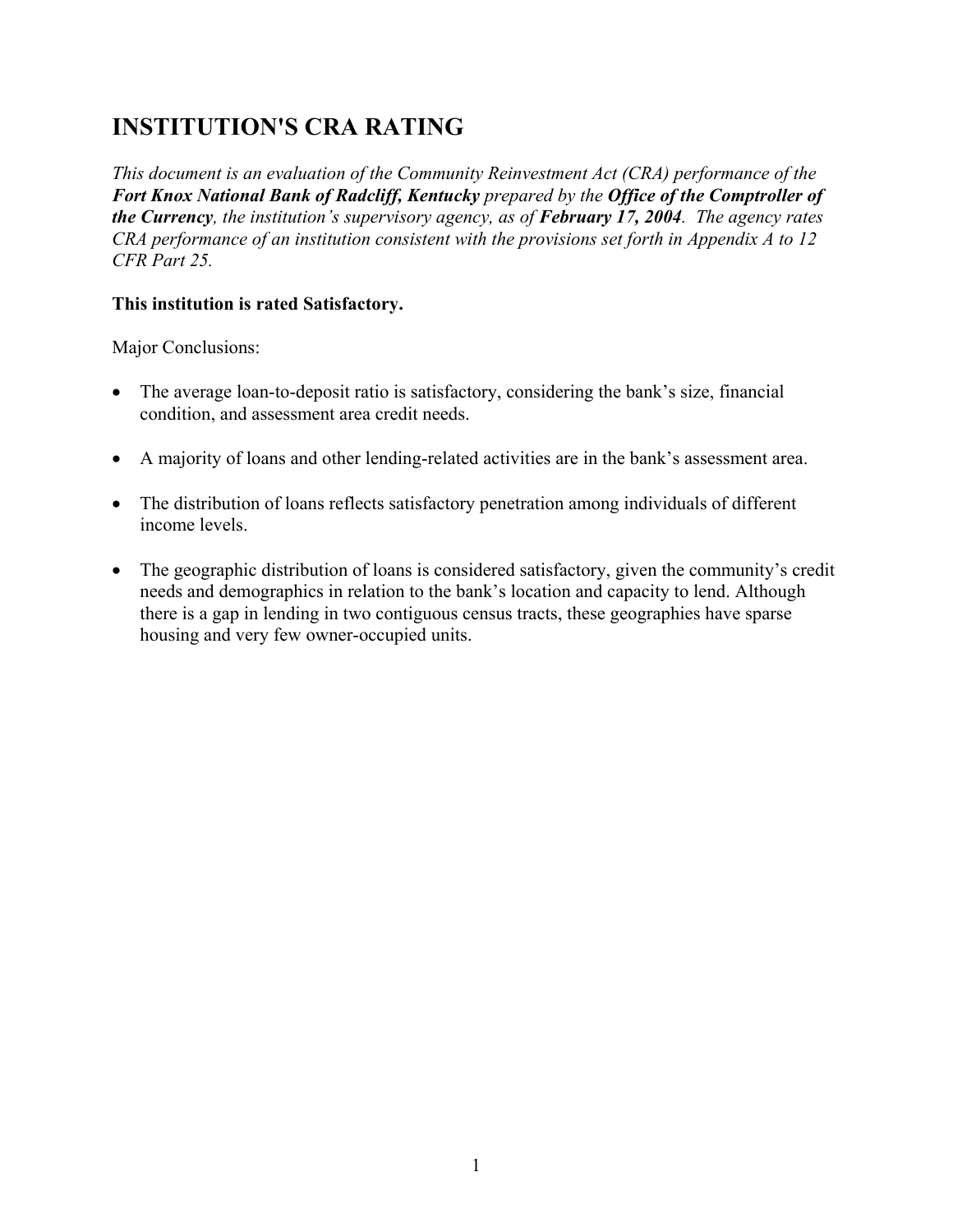# INSTITUTION'S CRA RATING

*This document is an evaluation of the Community Reinvestment Act (CRA) performance of the **Fort Knox National Bank of Radcliff, Kentucky** prepared by the **Office of the Comptroller of the Currency**, the institution's supervisory agency, as of **February 17, 2004**. The agency rates CRA performance of an institution consistent with the provisions set forth in Appendix A to 12 CFR Part 25.*

**This institution is rated Satisfactory.**

Major Conclusions:

- The average loan-to-deposit ratio is satisfactory, considering the bank's size, financial condition, and assessment area credit needs.
- A majority of loans and other lending-related activities are in the bank's assessment area.
- The distribution of loans reflects satisfactory penetration among individuals of different income levels.
- The geographic distribution of loans is considered satisfactory, given the community's credit needs and demographics in relation to the bank's location and capacity to lend. Although there is a gap in lending in two contiguous census tracts, these geographies have sparse housing and very few owner-occupied units.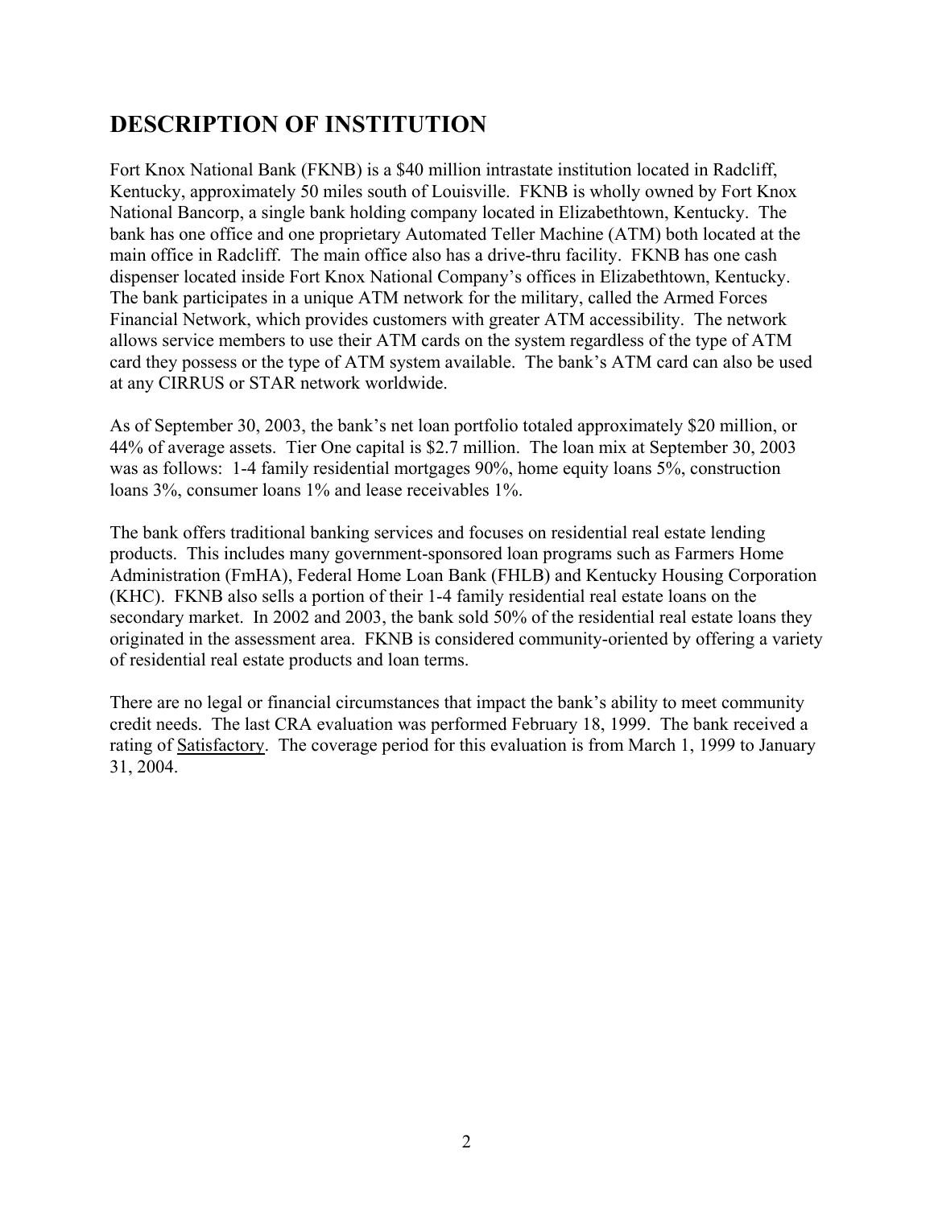# DESCRIPTION OF INSTITUTION

Fort Knox National Bank (FKNB) is a $40 million intrastate institution located in Radcliff, Kentucky, approximately 50 miles south of Louisville. FKNB is wholly owned by Fort Knox National Bancorp, a single bank holding company located in Elizabethtown, Kentucky. The bank has one office and one proprietary Automated Teller Machine (ATM) both located at the main office in Radcliff. The main office also has a drive-thru facility. FKNB has one cash dispenser located inside Fort Knox National Company's offices in Elizabethtown, Kentucky. The bank participates in a unique ATM network for the military, called the Armed Forces Financial Network, which provides customers with greater ATM accessibility. The network allows service members to use their ATM cards on the system regardless of the type of ATM card they possess or the type of ATM system available. The bank's ATM card can also be used at any CIRRUS or STAR network worldwide.

As of September 30, 2003, the bank's net loan portfolio totaled approximately $20 million, or 44% of average assets. Tier One capital is $2.7 million. The loan mix at September 30, 2003 was as follows: 1-4 family residential mortgages 90%, home equity loans 5%, construction loans 3%, consumer loans 1% and lease receivables 1%.

The bank offers traditional banking services and focuses on residential real estate lending products. This includes many government-sponsored loan programs such as Farmers Home Administration (FmHA), Federal Home Loan Bank (FHLB) and Kentucky Housing Corporation (KHC). FKNB also sells a portion of their 1-4 family residential real estate loans on the secondary market. In 2002 and 2003, the bank sold 50% of the residential real estate loans they originated in the assessment area. FKNB is considered community-oriented by offering a variety of residential real estate products and loan terms.

There are no legal or financial circumstances that impact the bank's ability to meet community credit needs. The last CRA evaluation was performed February 18, 1999. The bank received a rating of Satisfactory. The coverage period for this evaluation is from March 1, 1999 to January 31, 2004.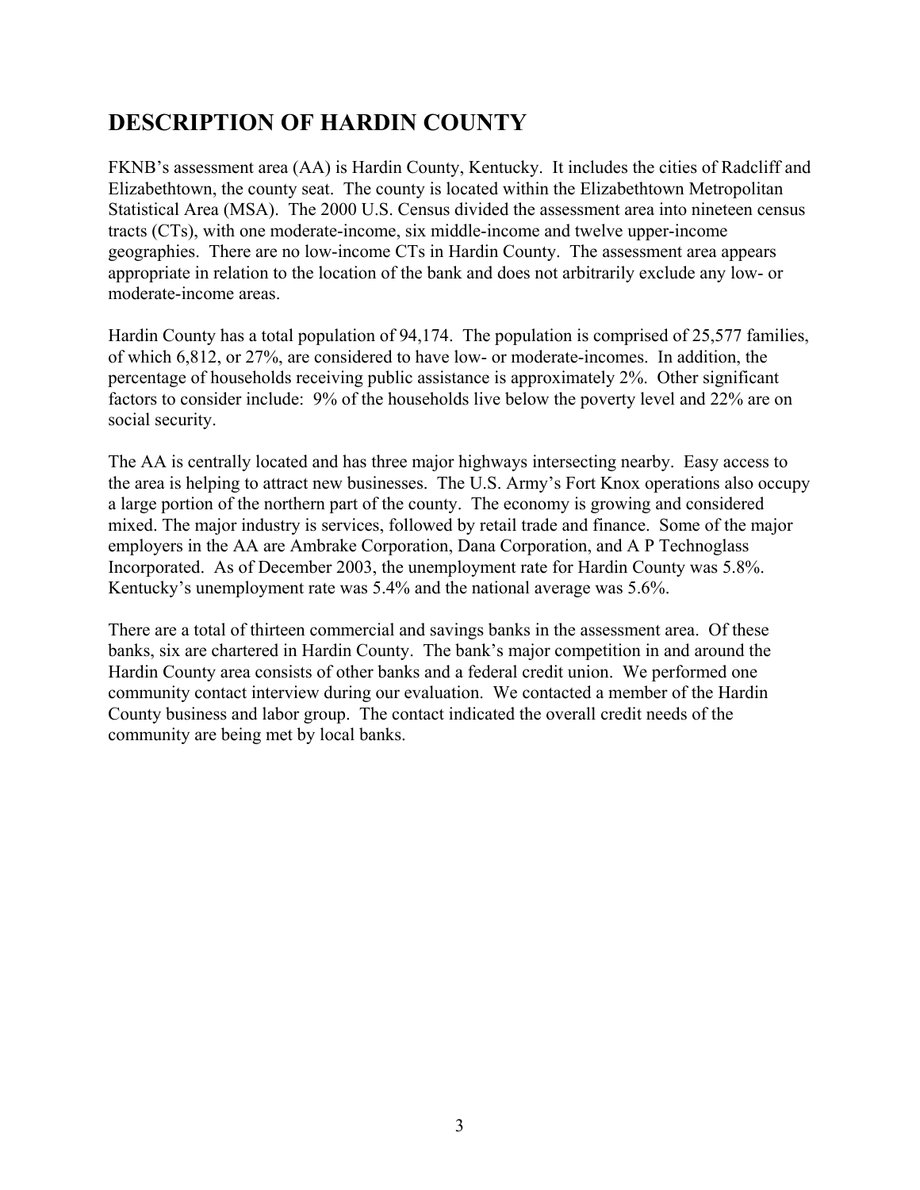# DESCRIPTION OF HARDIN COUNTY

FKNB's assessment area (AA) is Hardin County, Kentucky. It includes the cities of Radcliff and Elizabethtown, the county seat. The county is located within the Elizabethtown Metropolitan Statistical Area (MSA). The 2000 U.S. Census divided the assessment area into nineteen census tracts (CTs), with one moderate-income, six middle-income and twelve upper-income geographies. There are no low-income CTs in Hardin County. The assessment area appears appropriate in relation to the location of the bank and does not arbitrarily exclude any low- or moderate-income areas.

Hardin County has a total population of 94,174. The population is comprised of 25,577 families, of which 6,812, or 27%, are considered to have low- or moderate-incomes. In addition, the percentage of households receiving public assistance is approximately 2%. Other significant factors to consider include: 9% of the households live below the poverty level and 22% are on social security.

The AA is centrally located and has three major highways intersecting nearby. Easy access to the area is helping to attract new businesses. The U.S. Army's Fort Knox operations also occupy a large portion of the northern part of the county. The economy is growing and considered mixed. The major industry is services, followed by retail trade and finance. Some of the major employers in the AA are Ambrake Corporation, Dana Corporation, and A P Technoglass Incorporated. As of December 2003, the unemployment rate for Hardin County was 5.8%. Kentucky's unemployment rate was 5.4% and the national average was 5.6%.

There are a total of thirteen commercial and savings banks in the assessment area. Of these banks, six are chartered in Hardin County. The bank's major competition in and around the Hardin County area consists of other banks and a federal credit union. We performed one community contact interview during our evaluation. We contacted a member of the Hardin County business and labor group. The contact indicated the overall credit needs of the community are being met by local banks.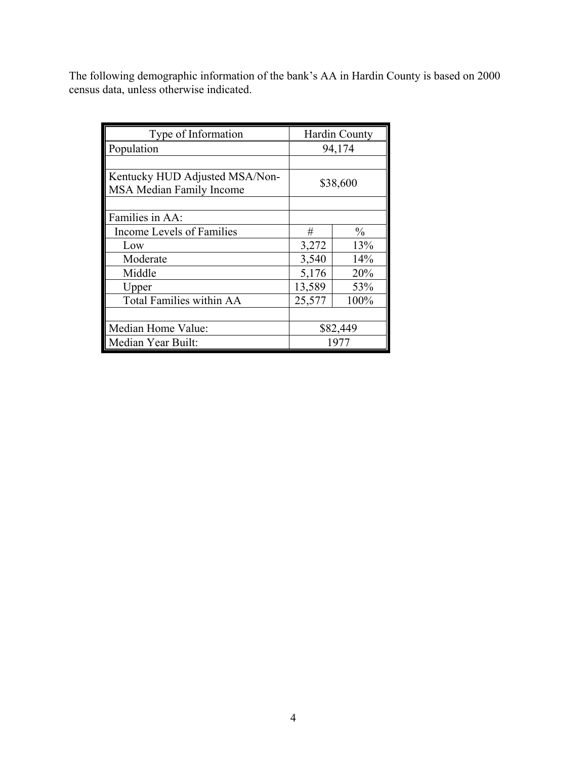The following demographic information of the bank's AA in Hardin County is based on 2000 census data, unless otherwise indicated.

| Type of Information | Hardin County | |
|---|---|---|
| Population | 94,174 | |
| | | |
| Kentucky HUD Adjusted MSA/Non-MSA Median Family Income | $38,600 | |
| | | |
| Families in AA: | | |
| Income Levels of Families | # | % |
| Low | 3,272 | 13% |
| Moderate | 3,540 | 14% |
| Middle | 5,176 | 20% |
| Upper | 13,589 | 53% |
| Total Families within AA | 25,577 | 100% |
| | | |
| Median Home Value: | $82,449 | |
| Median Year Built: | 1977 | |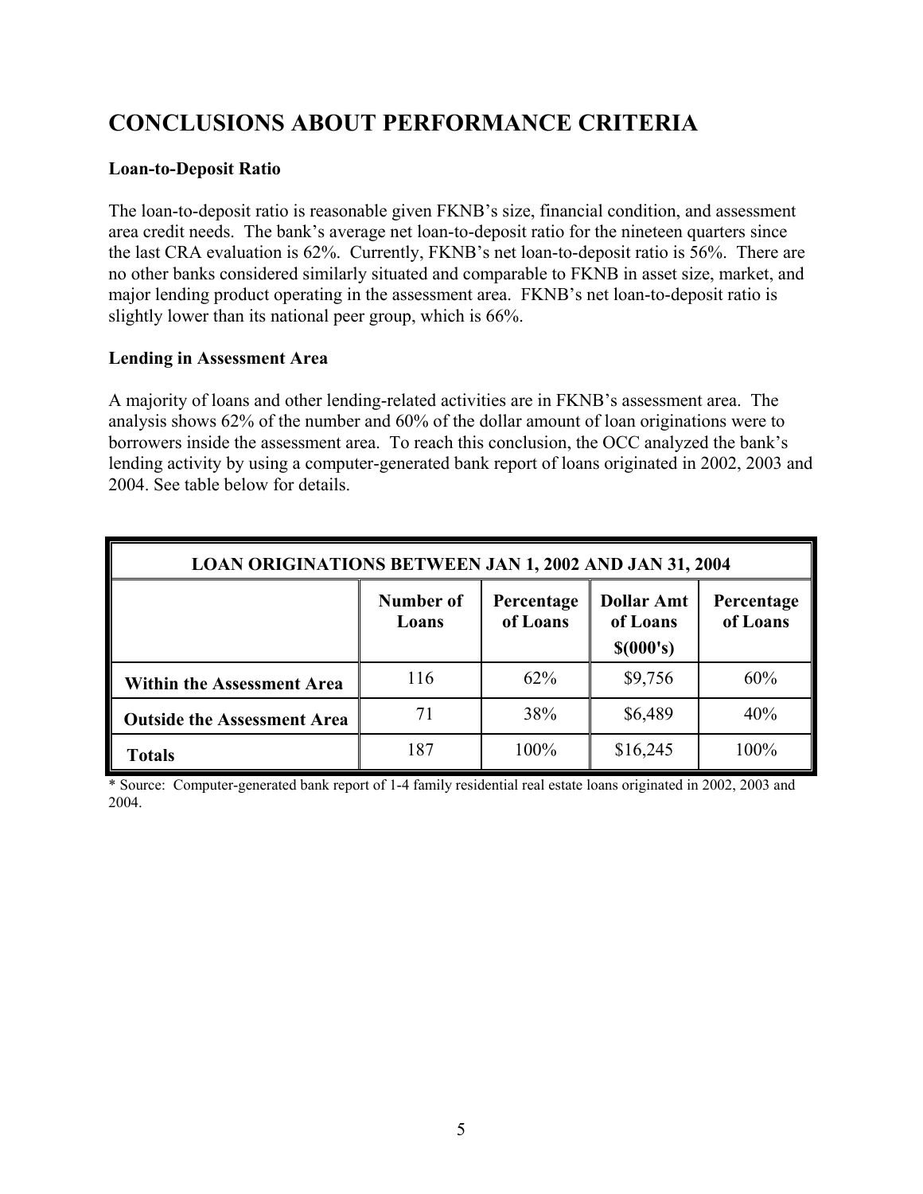# CONCLUSIONS ABOUT PERFORMANCE CRITERIA

**Loan-to-Deposit Ratio**

The loan-to-deposit ratio is reasonable given FKNB's size, financial condition, and assessment area credit needs. The bank's average net loan-to-deposit ratio for the nineteen quarters since the last CRA evaluation is 62%. Currently, FKNB's net loan-to-deposit ratio is 56%. There are no other banks considered similarly situated and comparable to FKNB in asset size, market, and major lending product operating in the assessment area. FKNB's net loan-to-deposit ratio is slightly lower than its national peer group, which is 66%.

**Lending in Assessment Area**

A majority of loans and other lending-related activities are in FKNB's assessment area. The analysis shows 62% of the number and 60% of the dollar amount of loan originations were to borrowers inside the assessment area. To reach this conclusion, the OCC analyzed the bank's lending activity by using a computer-generated bank report of loans originated in 2002, 2003 and 2004. See table below for details.

| LOAN ORIGINATIONS BETWEEN JAN 1, 2002 AND JAN 31, 2004 | | | | |
|---|---|---|---|---|
| | **Number of Loans** | **Percentage of Loans** | **Dollar Amt of Loans $(000's)** | **Percentage of Loans** |
| **Within the Assessment Area** | 116 | 62% | $9,756 | 60% |
| **Outside the Assessment Area** | 71 | 38% | $6,489 | 40% |
| **Totals** | 187 | 100% | $16,245 | 100% |

* Source: Computer-generated bank report of 1-4 family residential real estate loans originated in 2002, 2003 and 2004.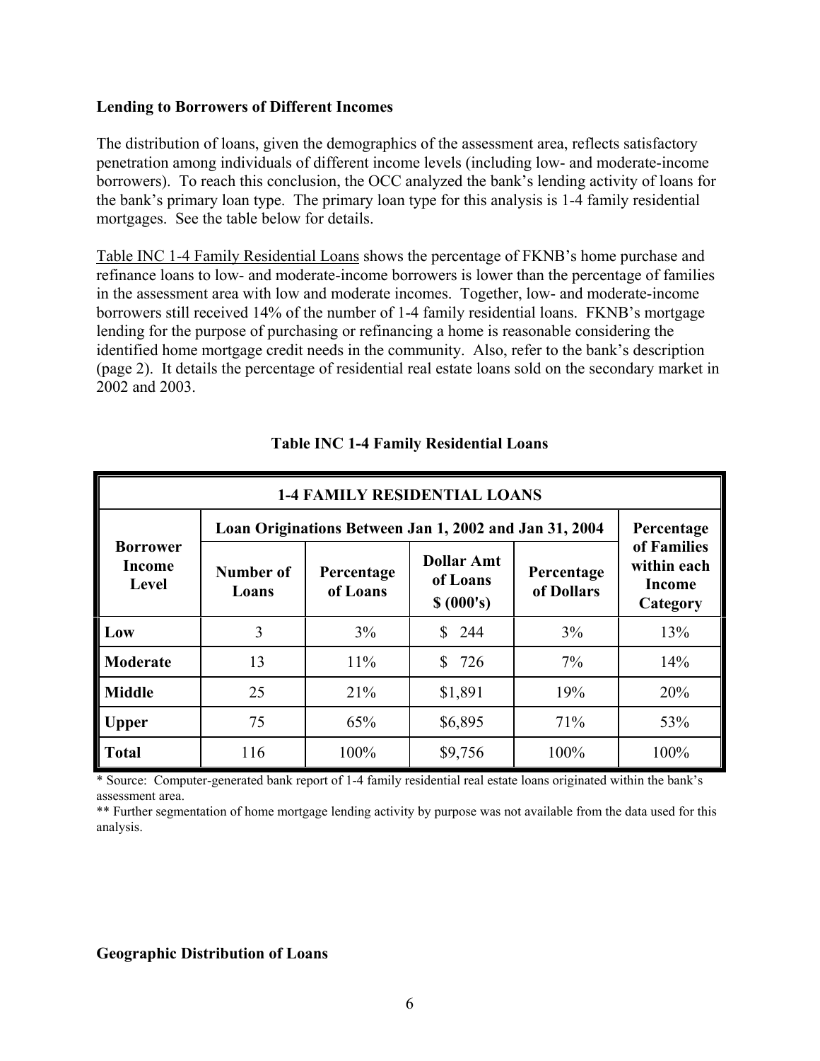### Lending to Borrowers of Different Incomes

The distribution of loans, given the demographics of the assessment area, reflects satisfactory penetration among individuals of different income levels (including low- and moderate-income borrowers). To reach this conclusion, the OCC analyzed the bank's lending activity of loans for the bank's primary loan type. The primary loan type for this analysis is 1-4 family residential mortgages. See the table below for details.

Table INC 1-4 Family Residential Loans shows the percentage of FKNB's home purchase and refinance loans to low- and moderate-income borrowers is lower than the percentage of families in the assessment area with low and moderate incomes. Together, low- and moderate-income borrowers still received 14% of the number of 1-4 family residential loans. FKNB's mortgage lending for the purpose of purchasing or refinancing a home is reasonable considering the identified home mortgage credit needs in the community. Also, refer to the bank's description (page 2). It details the percentage of residential real estate loans sold on the secondary market in 2002 and 2003.

**Table INC 1-4 Family Residential Loans**

| 1-4 FAMILY RESIDENTIAL LOANS | | | | | |
|---|---|---|---|---|---|
| Borrower Income Level | Loan Originations Between Jan 1, 2002 and Jan 31, 2004 | | | | Percentage of Families within each Income Category |
| | Number of Loans | Percentage of Loans | Dollar Amt of Loans $ (000's) | Percentage of Dollars | |
| **Low** | 3 | 3% | $ 244 | 3% | 13% |
| **Moderate** | 13 | 11% | $ 726 | 7% | 14% |
| **Middle** | 25 | 21% | $1,891 | 19% | 20% |
| **Upper** | 75 | 65% | $6,895 | 71% | 53% |
| **Total** | 116 | 100% | $9,756 | 100% | 100% |

\* Source: Computer-generated bank report of 1-4 family residential real estate loans originated within the bank's assessment area.

\*\* Further segmentation of home mortgage lending activity by purpose was not available from the data used for this analysis.

### Geographic Distribution of Loans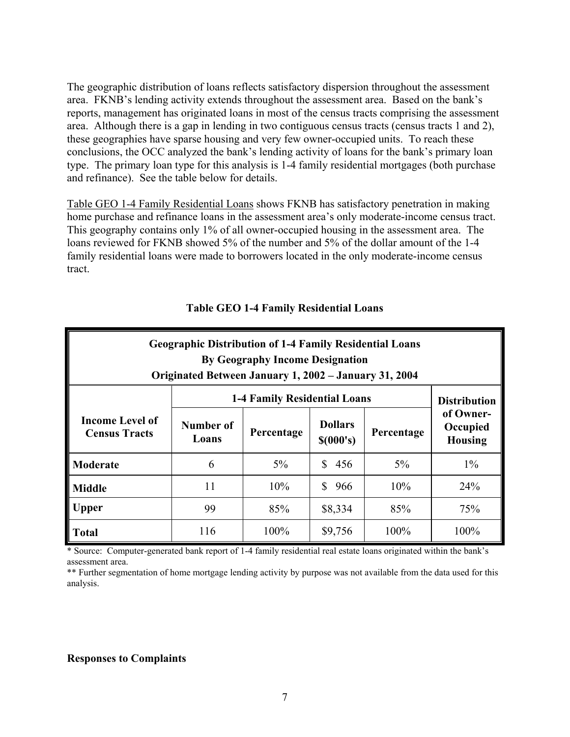The geographic distribution of loans reflects satisfactory dispersion throughout the assessment area. FKNB's lending activity extends throughout the assessment area. Based on the bank's reports, management has originated loans in most of the census tracts comprising the assessment area. Although there is a gap in lending in two contiguous census tracts (census tracts 1 and 2), these geographies have sparse housing and very few owner-occupied units. To reach these conclusions, the OCC analyzed the bank's lending activity of loans for the bank's primary loan type. The primary loan type for this analysis is 1-4 family residential mortgages (both purchase and refinance). See the table below for details.

Table GEO 1-4 Family Residential Loans shows FKNB has satisfactory penetration in making home purchase and refinance loans in the assessment area's only moderate-income census tract. This geography contains only 1% of all owner-occupied housing in the assessment area. The loans reviewed for FKNB showed 5% of the number and 5% of the dollar amount of the 1-4 family residential loans were made to borrowers located in the only moderate-income census tract.

**Table GEO 1-4 Family Residential Loans**

**Geographic Distribution of 1-4 Family Residential Loans By Geography Income Designation Originated Between January 1, 2002 – January 31, 2004**

| Income Level of Census Tracts | 1-4 Family Residential Loans | | | | Distribution of Owner-Occupied Housing |
|---|---|---|---|---|---|
| | Number of Loans | Percentage | Dollars $(000's) | Percentage | |
| **Moderate** | 6 | 5% | $ 456 | 5% | 1% |
| **Middle** | 11 | 10% | $ 966 | 10% | 24% |
| **Upper** | 99 | 85% | $8,334 | 85% | 75% |
| **Total** | 116 | 100% | $9,756 | 100% | 100% |

* Source: Computer-generated bank report of 1-4 family residential real estate loans originated within the bank's assessment area.

** Further segmentation of home mortgage lending activity by purpose was not available from the data used for this analysis.

**Responses to Complaints**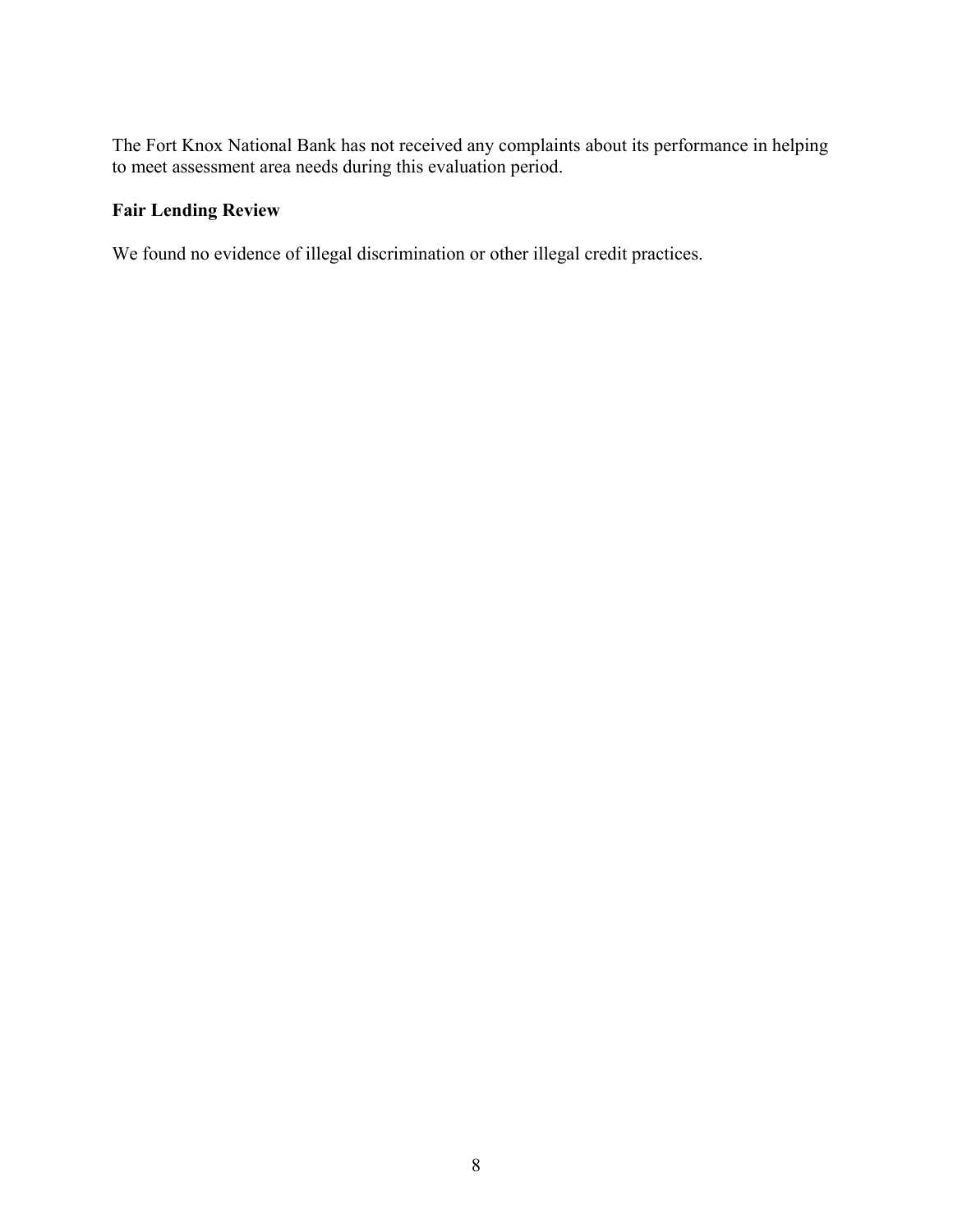The Fort Knox National Bank has not received any complaints about its performance in helping to meet assessment area needs during this evaluation period.

**Fair Lending Review**

We found no evidence of illegal discrimination or other illegal credit practices.